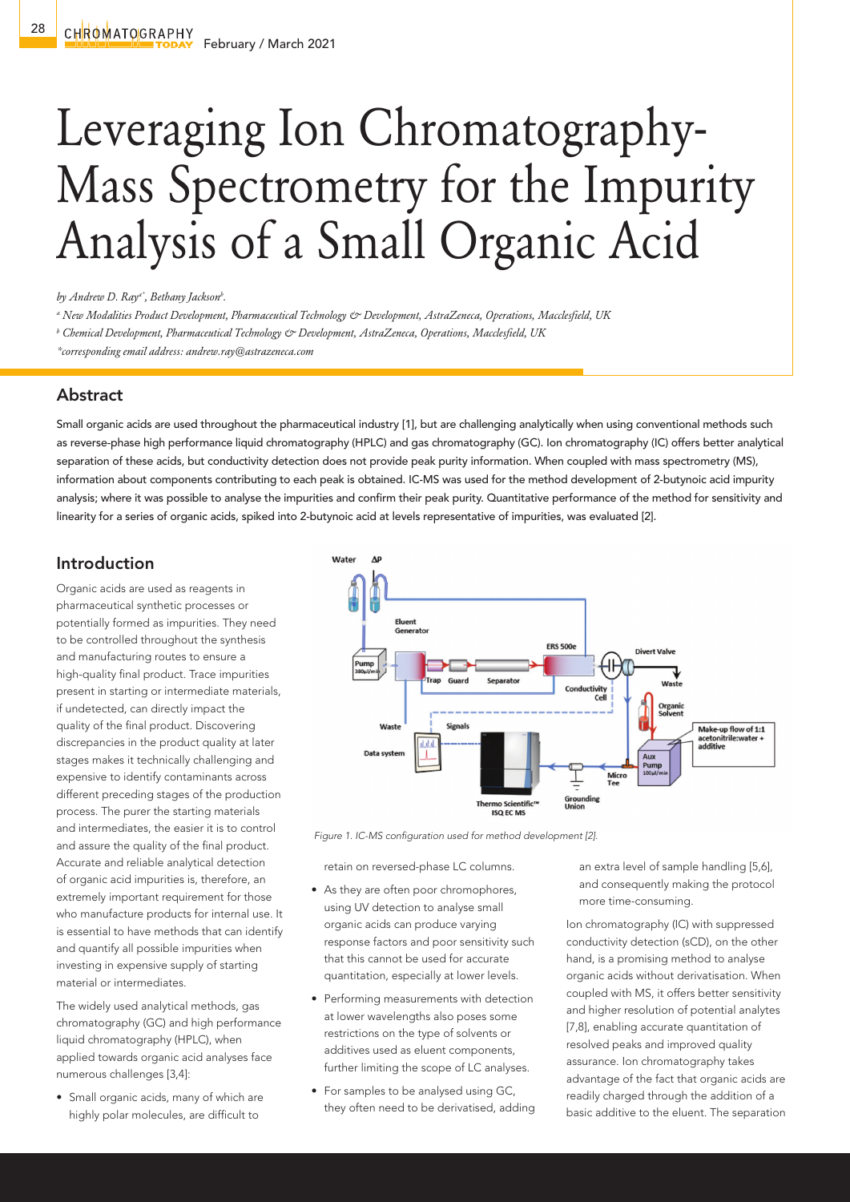# Leveraging Ion Chromatography-Mass Spectrometry for the Impurity Analysis of a Small Organic Acid

*by Andrew D. Ray[a*], Bethany Jackson[b].*

*[a] New Modalities Product Development, Pharmaceutical Technology & Development, AstraZeneca, Operations, Macclesfield, UK*

*[b] Chemical Development, Pharmaceutical Technology & Development, AstraZeneca, Operations, Macclesfield, UK*

*\*corresponding email address: andrew.ray@astrazeneca.com*

## Abstract

Small organic acids are used throughout the pharmaceutical industry [1], but are challenging analytically when using conventional methods such as reverse-phase high performance liquid chromatography (HPLC) and gas chromatography (GC). Ion chromatography (IC) offers better analytical separation of these acids, but conductivity detection does not provide peak purity information. When coupled with mass spectrometry (MS), information about components contributing to each peak is obtained. IC-MS was used for the method development of 2-butynoic acid impurity analysis; where it was possible to analyse the impurities and confirm their peak purity. Quantitative performance of the method for sensitivity and linearity for a series of organic acids, spiked into 2-butynoic acid at levels representative of impurities, was evaluated [2].

## Introduction

Organic acids are used as reagents in pharmaceutical synthetic processes or potentially formed as impurities. They need to be controlled throughout the synthesis and manufacturing routes to ensure a high-quality final product. Trace impurities present in starting or intermediate materials, if undetected, can directly impact the quality of the final product. Discovering discrepancies in the product quality at later stages makes it technically challenging and expensive to identify contaminants across different preceding stages of the production process. The purer the starting materials and intermediates, the easier it is to control and assure the quality of the final product. Accurate and reliable analytical detection of organic acid impurities is, therefore, an extremely important requirement for those who manufacture products for internal use. It is essential to have methods that can identify and quantify all possible impurities when investing in expensive supply of starting material or intermediates.

The widely used analytical methods, gas chromatography (GC) and high performance liquid chromatography (HPLC), when applied towards organic acid analyses face numerous challenges [3,4]:

- Small organic acids, many of which are highly polar molecules, are difficult to retain on reversed-phase LC columns.
- As they are often poor chromophores, using UV detection to analyse small organic acids can produce varying response factors and poor sensitivity such that this cannot be used for accurate quantitation, especially at lower levels.
- Performing measurements with detection at lower wavelengths also poses some restrictions on the type of solvents or additives used as eluent components, further limiting the scope of LC analyses.
- For samples to be analysed using GC, they often need to be derivatised, adding an extra level of sample handling [5,6], and consequently making the protocol more time-consuming.

*Figure 1. IC-MS configuration used for method development [2].*

Ion chromatography (IC) with suppressed conductivity detection (sCD), on the other hand, is a promising method to analyse organic acids without derivatisation. When coupled with MS, it offers better sensitivity and higher resolution of potential analytes [7,8], enabling accurate quantitation of resolved peaks and improved quality assurance. Ion chromatography takes advantage of the fact that organic acids are readily charged through the addition of a basic additive to the eluent. The separation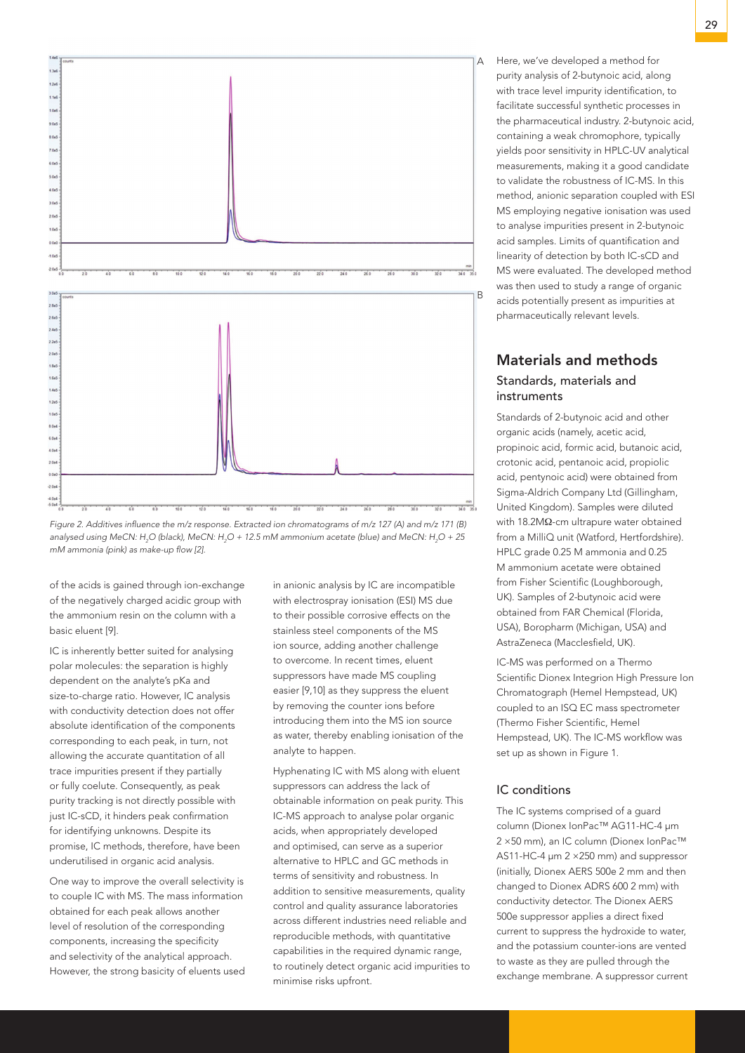Figure 2. Additives influence the m/z response. Extracted ion chromatograms of m/z 127 (A) and m/z 171 (B) analysed using MeCN: $H_2O$ (black), MeCN: $H_2O$ + 12.5 mM ammonium acetate (blue) and MeCN: $H_2O$ + 25 mM ammonia (pink) as make-up flow [2].

of the acids is gained through ion-exchange of the negatively charged acidic group with the ammonium resin on the column with a basic eluent [9].

IC is inherently better suited for analysing polar molecules: the separation is highly dependent on the analyte's pKa and size-to-charge ratio. However, IC analysis with conductivity detection does not offer absolute identification of the components corresponding to each peak, in turn, not allowing the accurate quantitation of all trace impurities present if they partially or fully coelute. Consequently, as peak purity tracking is not directly possible with just IC-sCD, it hinders peak confirmation for identifying unknowns. Despite its promise, IC methods, therefore, have been underutilised in organic acid analysis.

One way to improve the overall selectivity is to couple IC with MS. The mass information obtained for each peak allows another level of resolution of the corresponding components, increasing the specificity and selectivity of the analytical approach. However, the strong basicity of eluents used in anionic analysis by IC are incompatible with electrospray ionisation (ESI) MS due to their possible corrosive effects on the stainless steel components of the MS ion source, adding another challenge to overcome. In recent times, eluent suppressors have made MS coupling easier [9,10] as they suppress the eluent by removing the counter ions before introducing them into the MS ion source as water, thereby enabling ionisation of the analyte to happen.

Hyphenating IC with MS along with eluent suppressors can address the lack of obtainable information on peak purity. This IC-MS approach to analyse polar organic acids, when appropriately developed and optimised, can serve as a superior alternative to HPLC and GC methods in terms of sensitivity and robustness. In addition to sensitive measurements, quality control and quality assurance laboratories across different industries need reliable and reproducible methods, with quantitative capabilities in the required dynamic range, to routinely detect organic acid impurities to minimise risks upfront.

Here, we've developed a method for purity analysis of 2-butynoic acid, along with trace level impurity identification, to facilitate successful synthetic processes in the pharmaceutical industry. 2-butynoic acid, containing a weak chromophore, typically yields poor sensitivity in HPLC-UV analytical measurements, making it a good candidate to validate the robustness of IC-MS. In this method, anionic separation coupled with ESI MS employing negative ionisation was used to analyse impurities present in 2-butynoic acid samples. Limits of quantification and linearity of detection by both IC-sCD and MS were evaluated. The developed method was then used to study a range of organic acids potentially present as impurities at pharmaceutically relevant levels.

## Materials and methods

### Standards, materials and instruments

Standards of 2-butynoic acid and other organic acids (namely, acetic acid, propinoic acid, formic acid, butanoic acid, crotonic acid, pentanoic acid, propiolic acid, pentynoic acid) were obtained from Sigma-Aldrich Company Ltd (Gillingham, United Kingdom). Samples were diluted with 18.2MΩ-cm ultrapure water obtained from a MilliQ unit (Watford, Hertfordshire). HPLC grade 0.25 M ammonia and 0.25 M ammonium acetate were obtained from Fisher Scientific (Loughborough, UK). Samples of 2-butynoic acid were obtained from FAR Chemical (Florida, USA), Boropharm (Michigan, USA) and AstraZeneca (Macclesfield, UK).

IC-MS was performed on a Thermo Scientific Dionex Integrion High Pressure Ion Chromatograph (Hemel Hempstead, UK) coupled to an ISQ EC mass spectrometer (Thermo Fisher Scientific, Hemel Hempstead, UK). The IC-MS workflow was set up as shown in Figure 1.

### IC conditions

The IC systems comprised of a guard column (Dionex IonPac™ AG11-HC-4 µm 2 ×50 mm), an IC column (Dionex IonPac™ AS11-HC-4 µm 2 ×250 mm) and suppressor (initially, Dionex AERS 500e 2 mm and then changed to Dionex ADRS 600 2 mm) with conductivity detector. The Dionex AERS 500e suppressor applies a direct fixed current to suppress the hydroxide to water, and the potassium counter-ions are vented to waste as they are pulled through the exchange membrane. A suppressor current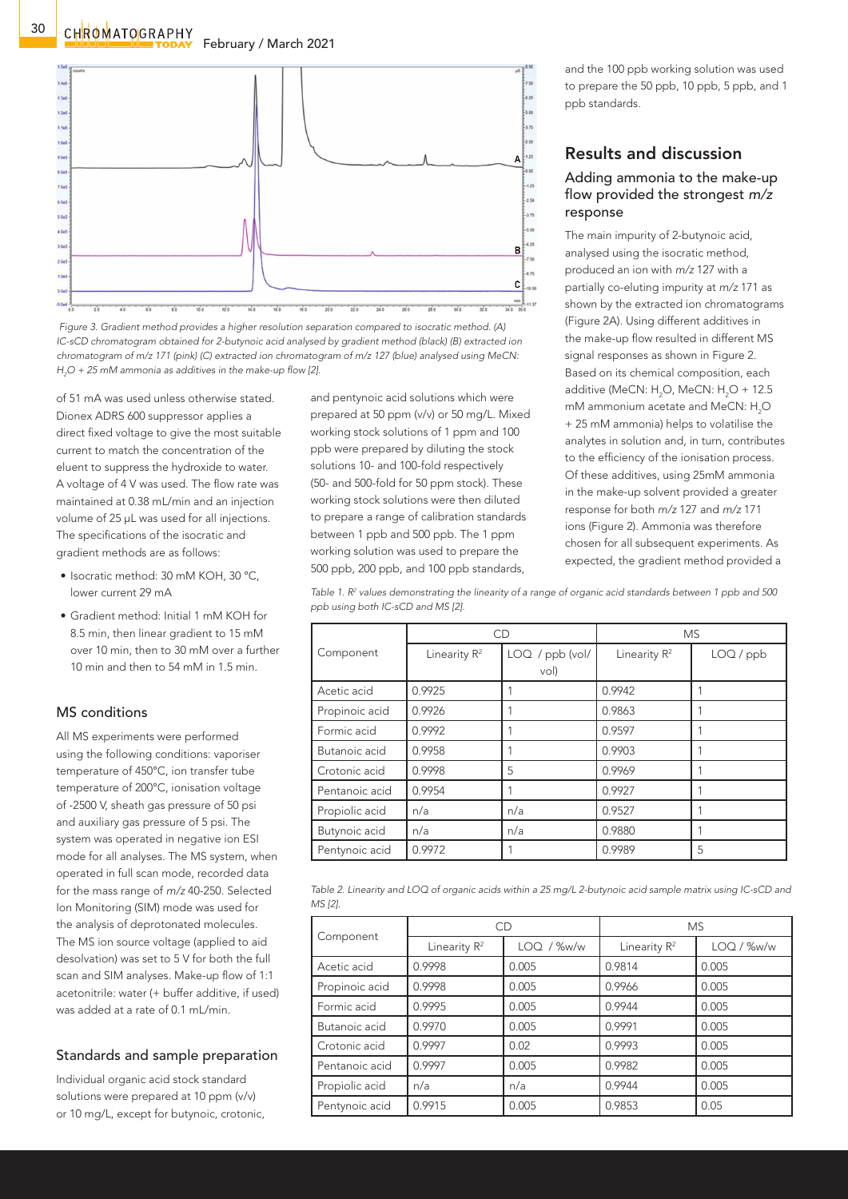Figure 3. Gradient method provides a higher resolution separation compared to isocratic method. (A) IC-sCD chromatogram obtained for 2-butynoic acid analysed by gradient method (black) (B) extracted ion chromatogram of m/z 171 (pink) (C) extracted ion chromatogram of m/z 127 (blue) analysed using MeCN: $H_2O$ + 25 mM ammonia as additives in the make-up flow [2].

of 51 mA was used unless otherwise stated. Dionex ADRS 600 suppressor applies a direct fixed voltage to give the most suitable current to match the concentration of the eluent to suppress the hydroxide to water. A voltage of 4 V was used. The flow rate was maintained at 0.38 mL/min and an injection volume of 25 µL was used for all injections. The specifications of the isocratic and gradient methods are as follows:

- Isocratic method: 30 mM KOH, 30 °C, lower current 29 mA
- Gradient method: Initial 1 mM KOH for 8.5 min, then linear gradient to 15 mM over 10 min, then to 30 mM over a further 10 min and then to 54 mM in 1.5 min.

### MS conditions

All MS experiments were performed using the following conditions: vaporiser temperature of 450°C, ion transfer tube temperature of 200°C, ionisation voltage of -2500 V, sheath gas pressure of 50 psi and auxiliary gas pressure of 5 psi. The system was operated in negative ion ESI mode for all analyses. The MS system, when operated in full scan mode, recorded data for the mass range of m/z 40-250. Selected Ion Monitoring (SIM) mode was used for the analysis of deprotonated molecules. The MS ion source voltage (applied to aid desolvation) was set to 5 V for both the full scan and SIM analyses. Make-up flow of 1:1 acetonitrile: water (+ buffer additive, if used) was added at a rate of 0.1 mL/min.

### Standards and sample preparation

Individual organic acid stock standard solutions were prepared at 10 ppm (v/v) or 10 mg/L, except for butynoic, crotonic, and pentynoic acid solutions which were prepared at 50 ppm (v/v) or 50 mg/L. Mixed working stock solutions of 1 ppm and 100 ppb were prepared by diluting the stock solutions 10- and 100-fold respectively (50- and 500-fold for 50 ppm stock). These working stock solutions were then diluted to prepare a range of calibration standards between 1 ppb and 500 ppb. The 1 ppm working solution was used to prepare the 500 ppb, 200 ppb, and 100 ppb standards, and the 100 ppb working solution was used to prepare the 50 ppb, 10 ppb, 5 ppb, and 1 ppb standards.

## Results and discussion

### Adding ammonia to the make-up flow provided the strongest m/z response

The main impurity of 2-butynoic acid, analysed using the isocratic method, produced an ion with m/z 127 with a partially co-eluting impurity at m/z 171 as shown by the extracted ion chromatograms (Figure 2A). Using different additives in the make-up flow resulted in different MS signal responses as shown in Figure 2. Based on its chemical composition, each additive (MeCN: $H_2O$, MeCN: $H_2O$ + 12.5 mM ammonium acetate and MeCN: $H_2O$ + 25 mM ammonia) helps to volatilise the analytes in solution and, in turn, contributes to the efficiency of the ionisation process. Of these additives, using 25mM ammonia in the make-up solvent provided a greater response for both m/z 127 and m/z 171 ions (Figure 2). Ammonia was therefore chosen for all subsequent experiments. As expected, the gradient method provided a

Table 1. $R^2$ values demonstrating the linearity of a range of organic acid standards between 1 ppb and 500 ppb using both IC-sCD and MS [2].

| Component | CD | | MS | |
|---|---|---|---|---|
| | Linearity $R^2$ | LOQ / ppb (vol/vol) | Linearity $R^2$ | LOQ / ppb |
| Acetic acid | 0.9925 | 1 | 0.9942 | 1 |
| Propinoic acid | 0.9926 | 1 | 0.9863 | 1 |
| Formic acid | 0.9992 | 1 | 0.9597 | 1 |
| Butanoic acid | 0.9958 | 1 | 0.9903 | 1 |
| Crotonic acid | 0.9998 | 5 | 0.9969 | 1 |
| Pentanoic acid | 0.9954 | 1 | 0.9927 | 1 |
| Propiolic acid | n/a | n/a | 0.9527 | 1 |
| Butynoic acid | n/a | n/a | 0.9880 | 1 |
| Pentynoic acid | 0.9972 | 1 | 0.9989 | 5 |

Table 2. Linearity and LOQ of organic acids within a 25 mg/L 2-butynoic acid sample matrix using IC-sCD and MS [2].

| Component | CD | | MS | |
|---|---|---|---|---|
| | Linearity $R^2$ | LOQ / %w/w | Linearity $R^2$ | LOQ / %w/w |
| Acetic acid | 0.9998 | 0.005 | 0.9814 | 0.005 |
| Propinoic acid | 0.9998 | 0.005 | 0.9966 | 0.005 |
| Formic acid | 0.9995 | 0.005 | 0.9944 | 0.005 |
| Butanoic acid | 0.9970 | 0.005 | 0.9991 | 0.005 |
| Crotonic acid | 0.9997 | 0.02 | 0.9993 | 0.005 |
| Pentanoic acid | 0.9997 | 0.005 | 0.9982 | 0.005 |
| Propiolic acid | n/a | n/a | 0.9944 | 0.005 |
| Pentynoic acid | 0.9915 | 0.005 | 0.9853 | 0.05 |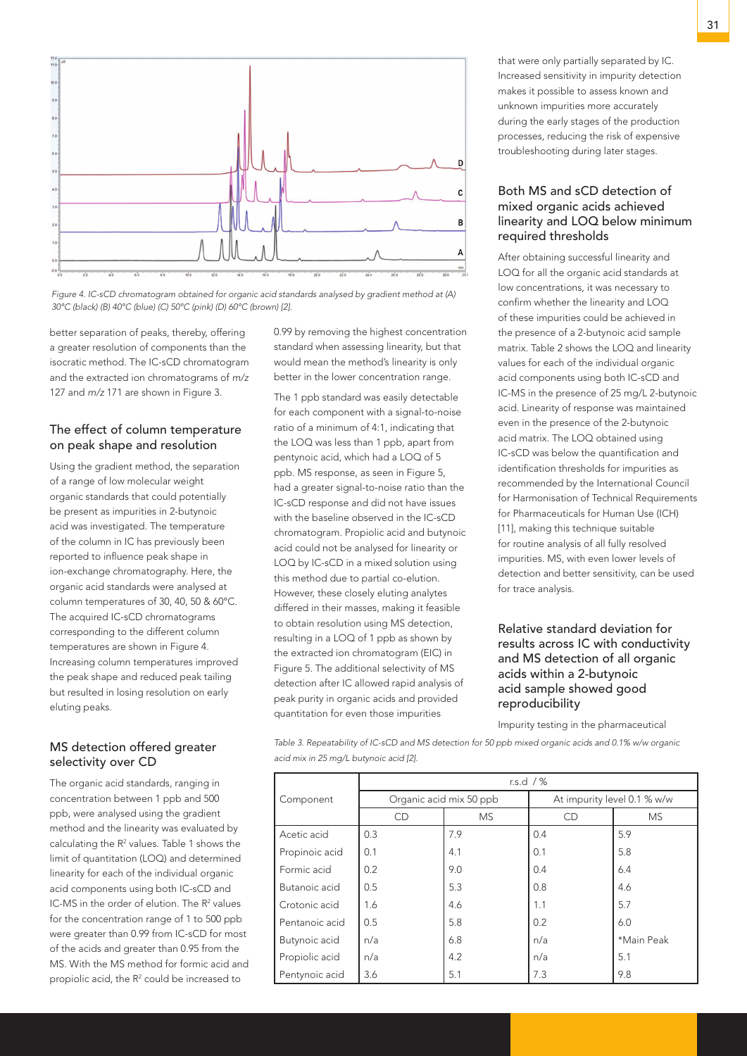Figure 4. IC-sCD chromatogram obtained for organic acid standards analysed by gradient method at (A) 30°C (black) (B) 40°C (blue) (C) 50°C (pink) (D) 60°C (brown) [2].

better separation of peaks, thereby, offering a greater resolution of components than the isocratic method. The IC-sCD chromatogram and the extracted ion chromatograms of *m/z* 127 and *m/z* 171 are shown in Figure 3.

## The effect of column temperature on peak shape and resolution

Using the gradient method, the separation of a range of low molecular weight organic standards that could potentially be present as impurities in 2-butynoic acid was investigated. The temperature of the column in IC has previously been reported to influence peak shape in ion-exchange chromatography. Here, the organic acid standards were analysed at column temperatures of 30, 40, 50 & 60°C. The acquired IC-sCD chromatograms corresponding to the different column temperatures are shown in Figure 4. Increasing column temperatures improved the peak shape and reduced peak tailing but resulted in losing resolution on early eluting peaks.

## MS detection offered greater selectivity over CD

The organic acid standards, ranging in concentration between 1 ppb and 500 ppb, were analysed using the gradient method and the linearity was evaluated by calculating the $R^2$ values. Table 1 shows the limit of quantitation (LOQ) and determined linearity for each of the individual organic acid components using both IC-sCD and IC-MS in the order of elution. The $R^2$ values for the concentration range of 1 to 500 ppb were greater than 0.99 from IC-sCD for most of the acids and greater than 0.95 from the MS. With the MS method for formic acid and propiolic acid, the $R^2$ could be increased to 0.99 by removing the highest concentration standard when assessing linearity, but that would mean the method's linearity is only better in the lower concentration range.

The 1 ppb standard was easily detectable for each component with a signal-to-noise ratio of a minimum of 4:1, indicating that the LOQ was less than 1 ppb, apart from pentynoic acid, which had a LOQ of 5 ppb. MS response, as seen in Figure 5, had a greater signal-to-noise ratio than the IC-sCD response and did not have issues with the baseline observed in the IC-sCD chromatogram. Propiolic acid and butynoic acid could not be analysed for linearity or LOQ by IC-sCD in a mixed solution using this method due to partial co-elution. However, these closely eluting analytes differed in their masses, making it feasible to obtain resolution using MS detection, resulting in a LOQ of 1 ppb as shown by the extracted ion chromatogram (EIC) in Figure 5. The additional selectivity of MS detection after IC allowed rapid analysis of peak purity in organic acids and provided quantitation for even those impurities that were only partially separated by IC. Increased sensitivity in impurity detection makes it possible to assess known and unknown impurities more accurately during the early stages of the production processes, reducing the risk of expensive troubleshooting during later stages.

## Both MS and sCD detection of mixed organic acids achieved linearity and LOQ below minimum required thresholds

After obtaining successful linearity and LOQ for all the organic acid standards at low concentrations, it was necessary to confirm whether the linearity and LOQ of these impurities could be achieved in the presence of a 2-butynoic acid sample matrix. Table 2 shows the LOQ and linearity values for each of the individual organic acid components using both IC-sCD and IC-MS in the presence of 25 mg/L 2-butynoic acid. Linearity of response was maintained even in the presence of the 2-butynoic acid matrix. The LOQ obtained using IC-sCD was below the quantification and identification thresholds for impurities as recommended by the International Council for Harmonisation of Technical Requirements for Pharmaceuticals for Human Use (ICH) [11], making this technique suitable for routine analysis of all fully resolved impurities. MS, with even lower levels of detection and better sensitivity, can be used for trace analysis.

## Relative standard deviation for results across IC with conductivity and MS detection of all organic acids within a 2-butynoic acid sample showed good reproducibility

Impurity testing in the pharmaceutical

*Table 3. Repeatability of IC-sCD and MS detection for 50 ppb mixed organic acids and 0.1% w/w organic acid mix in 25 mg/L butynoic acid [2].*

| Component | r.s.d / % | | | |
|---|---|---|---|---|
| | Organic acid mix 50 ppb | | At impurity level 0.1 % w/w | |
| | CD | MS | CD | MS |
| Acetic acid | 0.3 | 7.9 | 0.4 | 5.9 |
| Propinoic acid | 0.1 | 4.1 | 0.1 | 5.8 |
| Formic acid | 0.2 | 9.0 | 0.4 | 6.4 |
| Butanoic acid | 0.5 | 5.3 | 0.8 | 4.6 |
| Crotonic acid | 1.6 | 4.6 | 1.1 | 5.7 |
| Pentanoic acid | 0.5 | 5.8 | 0.2 | 6.0 |
| Butynoic acid | n/a | 6.8 | n/a | *Main Peak |
| Propiolic acid | n/a | 4.2 | n/a | 5.1 |
| Pentynoic acid | 3.6 | 5.1 | 7.3 | 9.8 |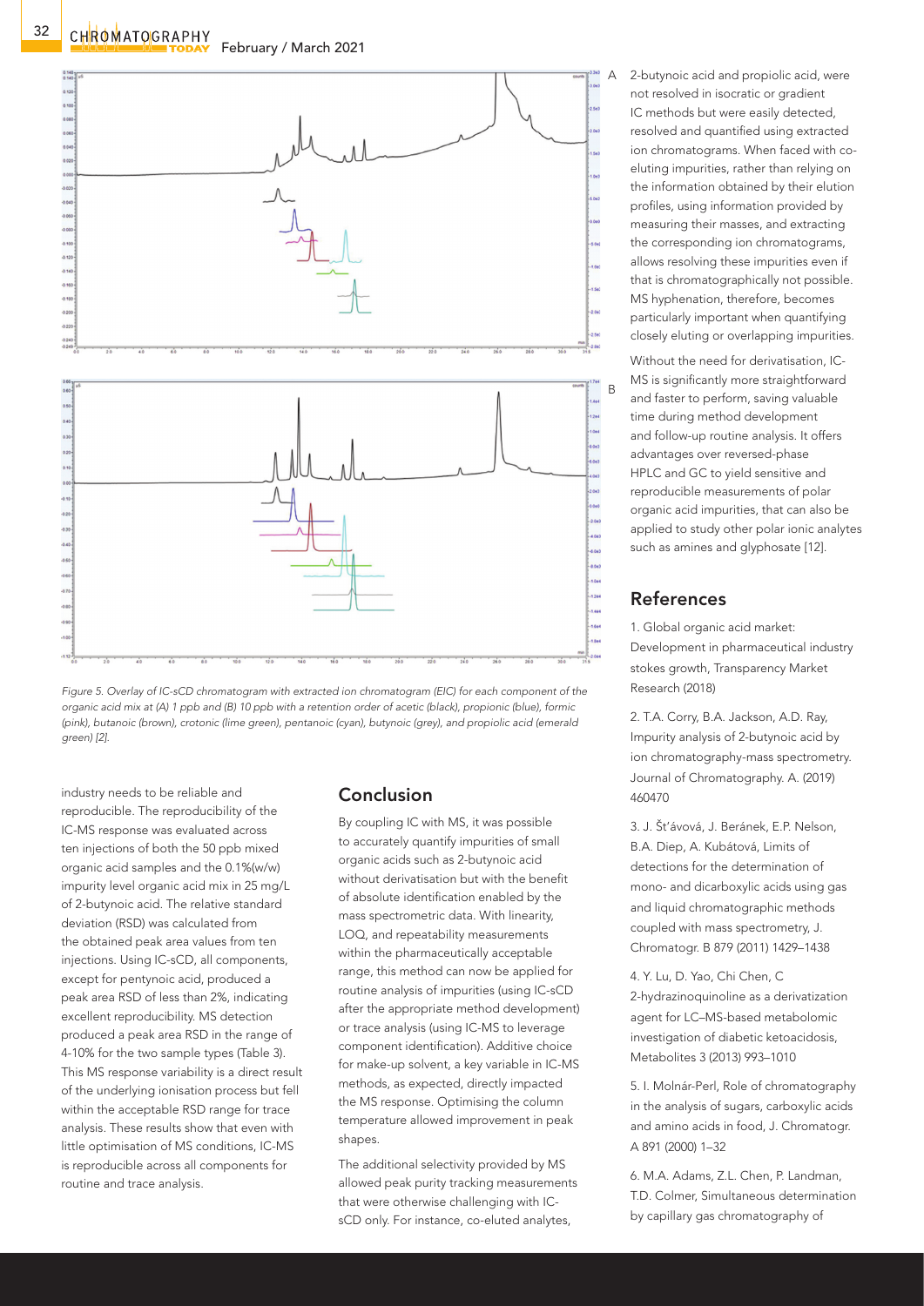Figure 5. Overlay of IC-sCD chromatogram with extracted ion chromatogram (EIC) for each component of the organic acid mix at (A) 1 ppb and (B) 10 ppb with a retention order of acetic (black), propionic (blue), formic (pink), butanoic (brown), crotonic (lime green), pentanoic (cyan), butynoic (grey), and propiolic acid (emerald green) [2].

industry needs to be reliable and reproducible. The reproducibility of the IC-MS response was evaluated across ten injections of both the 50 ppb mixed organic acid samples and the 0.1%(w/w) impurity level organic acid mix in 25 mg/L of 2-butynoic acid. The relative standard deviation (RSD) was calculated from the obtained peak area values from ten injections. Using IC-sCD, all components, except for pentynoic acid, produced a peak area RSD of less than 2%, indicating excellent reproducibility. MS detection produced a peak area RSD in the range of 4-10% for the two sample types (Table 3). This MS response variability is a direct result of the underlying ionisation process but fell within the acceptable RSD range for trace analysis. These results show that even with little optimisation of MS conditions, IC-MS is reproducible across all components for routine and trace analysis.

## Conclusion

By coupling IC with MS, it was possible to accurately quantify impurities of small organic acids such as 2-butynoic acid without derivatisation but with the benefit of absolute identification enabled by the mass spectrometric data. With linearity, LOQ, and repeatability measurements within the pharmaceutically acceptable range, this method can now be applied for routine analysis of impurities (using IC-sCD after the appropriate method development) or trace analysis (using IC-MS to leverage component identification). Additive choice for make-up solvent, a key variable in IC-MS methods, as expected, directly impacted the MS response. Optimising the column temperature allowed improvement in peak shapes.

The additional selectivity provided by MS allowed peak purity tracking measurements that were otherwise challenging with IC-sCD only. For instance, co-eluted analytes, 2-butynoic acid and propiolic acid, were not resolved in isocratic or gradient IC methods but were easily detected, resolved and quantified using extracted ion chromatograms. When faced with co-eluting impurities, rather than relying on the information obtained by their elution profiles, using information provided by measuring their masses, and extracting the corresponding ion chromatograms, allows resolving these impurities even if that is chromatographically not possible. MS hyphenation, therefore, becomes particularly important when quantifying closely eluting or overlapping impurities.

Without the need for derivatisation, IC-MS is significantly more straightforward and faster to perform, saving valuable time during method development and follow-up routine analysis. It offers advantages over reversed-phase HPLC and GC to yield sensitive and reproducible measurements of polar organic acid impurities, that can also be applied to study other polar ionic analytes such as amines and glyphosate [12].

## References

1. Global organic acid market: Development in pharmaceutical industry stokes growth, Transparency Market Research (2018)

2. T.A. Corry, B.A. Jackson, A.D. Ray, Impurity analysis of 2-butynoic acid by ion chromatography-mass spectrometry. Journal of Chromatography. A. (2019) 460470

3. J. Šťávová, J. Beránek, E.P. Nelson, B.A. Diep, A. Kubátová, Limits of detections for the determination of mono- and dicarboxylic acids using gas and liquid chromatographic methods coupled with mass spectrometry, J. Chromatogr. B 879 (2011) 1429–1438

4. Y. Lu, D. Yao, Chi Chen, C 2-hydrazinoquinoline as a derivatization agent for LC–MS-based metabolomic investigation of diabetic ketoacidosis, Metabolites 3 (2013) 993–1010

5. I. Molnár-Perl, Role of chromatography in the analysis of sugars, carboxylic acids and amino acids in food, J. Chromatogr. A 891 (2000) 1–32

6. M.A. Adams, Z.L. Chen, P. Landman, T.D. Colmer, Simultaneous determination by capillary gas chromatography of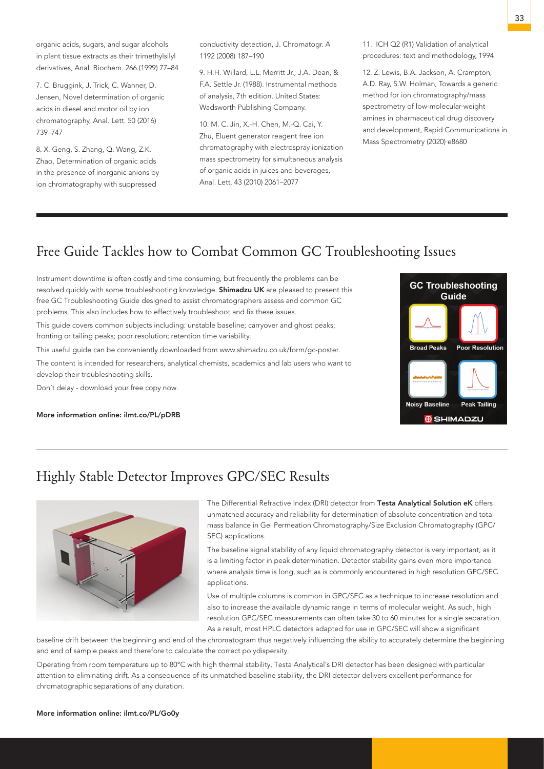organic acids, sugars, and sugar alcohols in plant tissue extracts as their trimethylsilyl derivatives, Anal. Biochem. 266 (1999) 77–84

7. C. Bruggink, J. Trick, C. Wanner, D. Jensen, Novel determination of organic acids in diesel and motor oil by ion chromatography, Anal. Lett. 50 (2016) 739–747

8. X. Geng, S. Zhang, Q. Wang, Z.K. Zhao, Determination of organic acids in the presence of inorganic anions by ion chromatography with suppressed conductivity detection, J. Chromatogr. A 1192 (2008) 187–190

9. H.H. Willard, L.L. Merritt Jr., J.A. Dean, & F.A. Settle Jr. (1988). Instrumental methods of analysis, 7th edition. United States: Wadsworth Publishing Company.

10. M. C. Jin, X.-H. Chen, M.-Q. Cai, Y. Zhu, Eluent generator reagent free ion chromatography with electrospray ionization mass spectrometry for simultaneous analysis of organic acids in juices and beverages, Anal. Lett. 43 (2010) 2061–2077

11. ICH Q2 (R1) Validation of analytical procedures: text and methodology, 1994

12. Z. Lewis, B.A. Jackson, A. Crampton, A.D. Ray, S.W. Holman, Towards a generic method for ion chromatography/mass spectrometry of low-molecular-weight amines in pharmaceutical drug discovery and development, Rapid Communications in Mass Spectrometry (2020) e8680

## Free Guide Tackles how to Combat Common GC Troubleshooting Issues

Instrument downtime is often costly and time consuming, but frequently the problems can be resolved quickly with some troubleshooting knowledge. **Shimadzu UK** are pleased to present this free GC Troubleshooting Guide designed to assist chromatographers assess and common GC problems. This also includes how to effectively troubleshoot and fix these issues.

This guide covers common subjects including: unstable baseline; carryover and ghost peaks; fronting or tailing peaks; poor resolution; retention time variability.

This useful guide can be conveniently downloaded from www.shimadzu.co.uk/form/gc-poster.

The content is intended for researchers, analytical chemists, academics and lab users who want to develop their troubleshooting skills.

Don't delay - download your free copy now.

**More information online: ilmt.co/PL/pDRB**

GC Troubleshooting Guide

Broad Peaks

Poor Resolution

Noisy Baseline

Peak Tailing

SHIMADZU

## Highly Stable Detector Improves GPC/SEC Results

The Differential Refractive Index (DRI) detector from **Testa Analytical Solution eK** offers unmatched accuracy and reliability for determination of absolute concentration and total mass balance in Gel Permeation Chromatography/Size Exclusion Chromatography (GPC/SEC) applications.

The baseline signal stability of any liquid chromatography detector is very important, as it is a limiting factor in peak determination. Detector stability gains even more importance where analysis time is long, such as is commonly encountered in high resolution GPC/SEC applications.

Use of multiple columns is common in GPC/SEC as a technique to increase resolution and also to increase the available dynamic range in terms of molecular weight. As such, high resolution GPC/SEC measurements can often take 30 to 60 minutes for a single separation. As a result, most HPLC detectors adapted for use in GPC/SEC will show a significant baseline drift between the beginning and end of the chromatogram thus negatively influencing the ability to accurately determine the beginning and end of sample peaks and therefore to calculate the correct polydispersity.

Operating from room temperature up to 80°C with high thermal stability, Testa Analytical's DRI detector has been designed with particular attention to eliminating drift. As a consequence of its unmatched baseline stability, the DRI detector delivers excellent performance for chromatographic separations of any duration.

**More information online: ilmt.co/PL/Go0y**